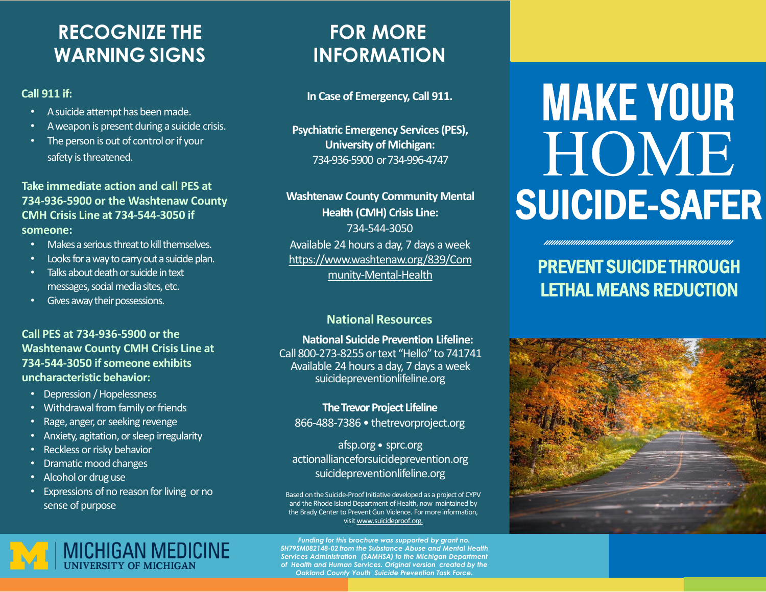# MAKE YOUR HOME SUICIDE-SAFER

## PREVENT SUICIDE THROUGH LETHAL MEANS REDUCTION

## RECOGNIZE THE WARNING SIGNS

**Call 911 if:**

- A suicide attempt has been made.
- A weapon is present during a suicide crisis.
- The person is out of control or if your safety is threatened.

**Take immediate action and call PES at 734-936-5900 or the Washtenaw County CMH Crisis Line at 734-544-3050 if someone:**

- Makes a serious threat to kill themselves.
- Looks for a way to carry out a suicide plan.
- Talks about death or suicide in text messages, social media sites, etc.
- Gives away their possessions.

**Call PES at 734-936-5900 or the Washtenaw County CMH Crisis Line at 734-544-3050 if someone exhibits uncharacteristic behavior:**

- Depression / Hopelessness
- Withdrawal from family or friends
- Rage, anger, or seeking revenge
- Anxiety, agitation, or sleep irregularity
- Reckless or risky behavior
- Dramatic mood changes
- Alcohol or drug use
- Expressions of no reason for living or no sense of purpose

## FOR MORE INFORMATION

**In Case of Emergency, Call 911.**

**Psychiatric Emergency Services (PES), University of Michigan:**
734-936-5900 or 734-996-4747

**Washtenaw County Community Mental Health (CMH) Crisis Line:**
734-544-3050
Available 24 hours a day, 7 days a week
https://www.washtenaw.org/839/Community-Mental-Health

### National Resources

**National Suicide Prevention Lifeline:**
Call 800-273-8255 or text "Hello" to 741741
Available 24 hours a day, 7 days a week
suicidepreventionlifeline.org

**The Trevor Project Lifeline**
866-488-7386 • thetrevorproject.org

afsp.org • sprc.org
actionallianceforsuicideprevention.org
suicidepreventionlifeline.org

Based on the Suicide-Proof Initiative developed as a project of CYPV and the Rhode Island Department of Health, now maintained by the Brady Center to Prevent Gun Violence. For more information, visit www.suicideproof.org.

MICHIGAN MEDICINE
UNIVERSITY OF MICHIGAN

*Funding for this brochure was supported by grant no. 5H79SM082148-02 from the Substance Abuse and Mental Health Services Administration (SAMHSA) to the Michigan Department of Health and Human Services. Original version created by the Oakland County Youth Suicide Prevention Task Force.*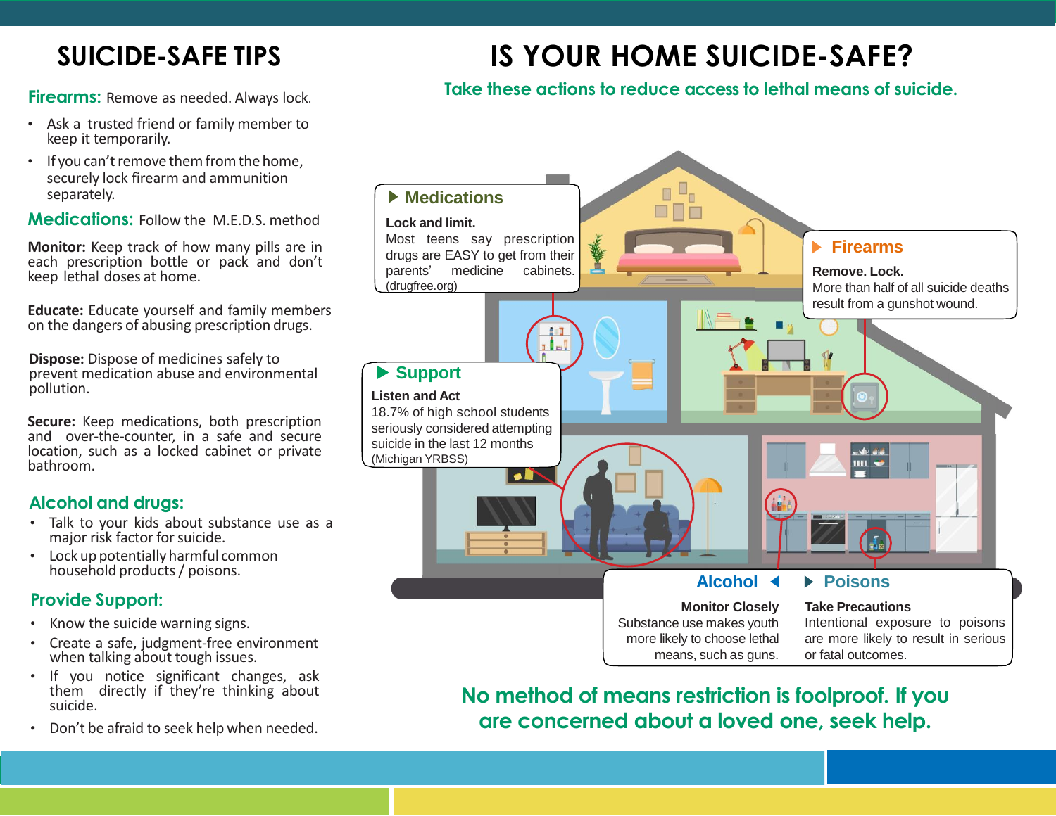# SUICIDE-SAFE TIPS

**Firearms:** Remove as needed. Always lock.

- Ask a trusted friend or family member to keep it temporarily.
- If you can't remove them from the home, securely lock firearm and ammunition separately.

**Medications:** Follow the M.E.D.S. method

**Monitor:** Keep track of how many pills are in each prescription bottle or pack and don't keep lethal doses at home.

**Educate:** Educate yourself and family members on the dangers of abusing prescription drugs.

**Dispose:** Dispose of medicines safely to prevent medication abuse and environmental pollution.

**Secure:** Keep medications, both prescription and over-the-counter, in a safe and secure location, such as a locked cabinet or private bathroom.

**Alcohol and drugs:**

- Talk to your kids about substance use as a major risk factor for suicide.
- Lock up potentially harmful common household products / poisons.

**Provide Support:**

- Know the suicide warning signs.
- Create a safe, judgment-free environment when talking about tough issues.
- If you notice significant changes, ask them directly if they're thinking about suicide.
- Don't be afraid to seek help when needed.

# IS YOUR HOME SUICIDE-SAFE?

**Take these actions to reduce access to lethal means of suicide.**

### Medications

**Lock and limit.**
Most teens say prescription drugs are EASY to get from their parents' medicine cabinets. (drugfree.org)

### Firearms

**Remove. Lock.**
More than half of all suicide deaths result from a gunshot wound.

### Support

**Listen and Act**
18.7% of high school students seriously considered attempting suicide in the last 12 months (Michigan YRBSS)

### Alcohol

**Monitor Closely**
Substance use makes youth more likely to choose lethal means, such as guns.

### Poisons

**Take Precautions**
Intentional exposure to poisons are more likely to result in serious or fatal outcomes.

**No method of means restriction is foolproof. If you are concerned about a loved one, seek help.**